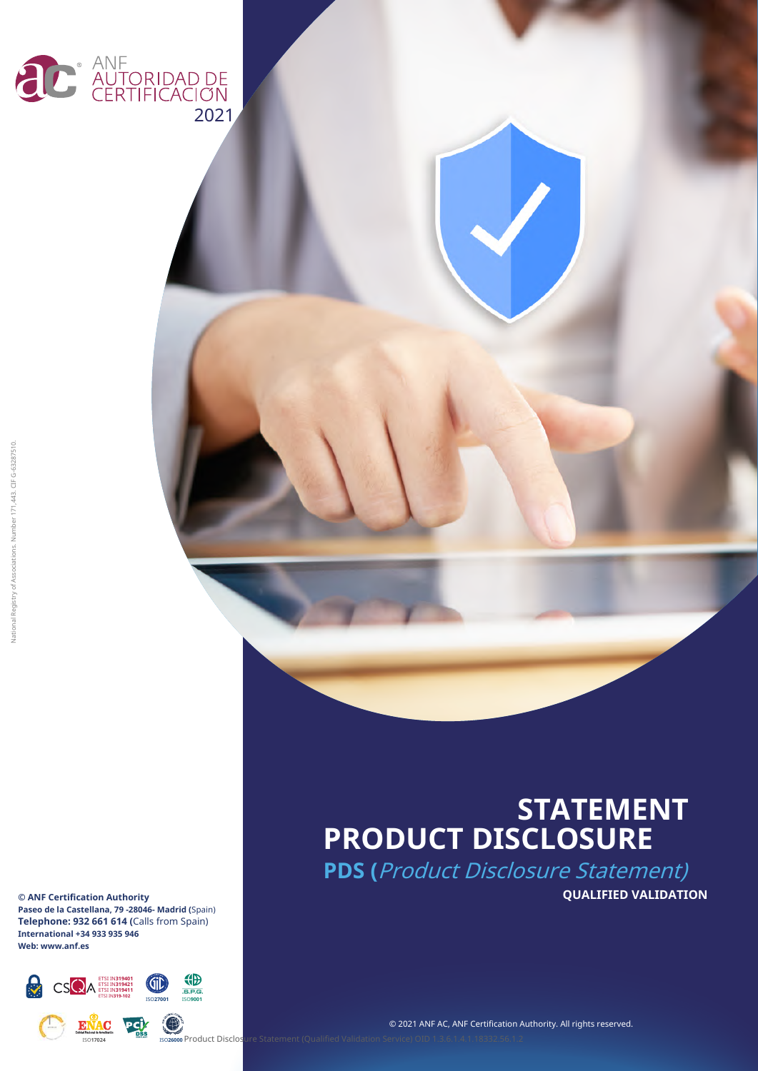ANF AUTORIDAD DE CERTIFICACIÓN

2021

National Registry of Associations. Number 171.443. CIF G-63287510.

# STATEMENT PRODUCT DISCLOSURE

## PDS (*Product Disclosure Statement)*

**QUALIFIED VALIDATION**

**© ANF Certification Authority**
**Paseo de la Castellana, 79 -28046- Madrid (**Spain)
**Telephone: 932 661 614 (**Calls from Spain)
**International +34 933 935 946**
**Web: www.anf.es**

ETSI IN319401
ETSI IN319421
ETSI IN319411
ETSI IN319-102
ISO27001
ISO9001
ISO17024
ISO26000

Product Disclosure Statement (Qualified Validation Service) OID 1.3.6.1.4.1.18332.56.1.2

© 2021 ANF AC, ANF Certification Authority. All rights reserved.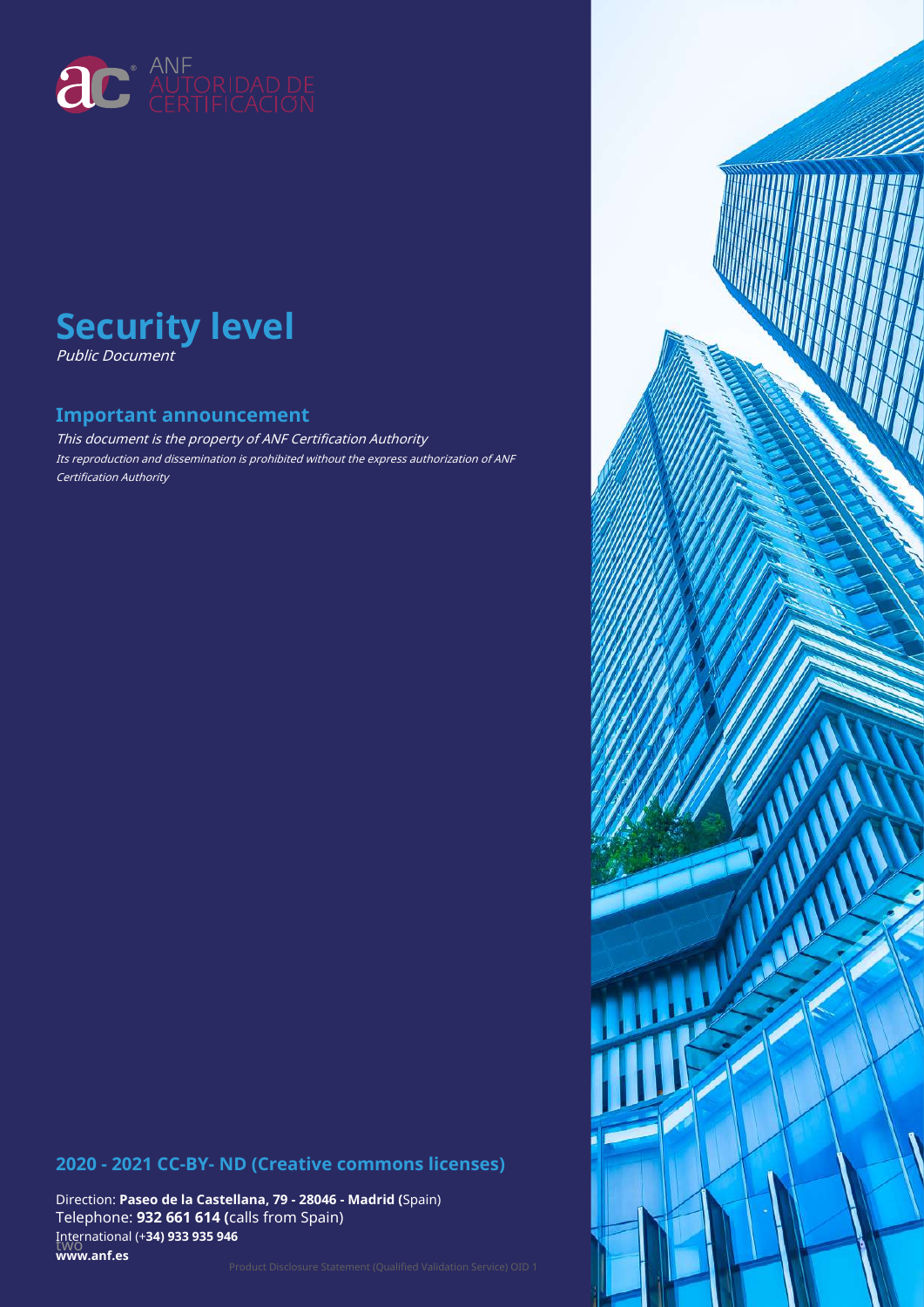ANF AUTORIDAD DE CERTIFICACIÓN

# Security level

*Public Document*

## Important announcement

*This document is the property of ANF Certification Authority*

*Its reproduction and dissemination is prohibited without the express authorization of ANF Certification Authority*

## 2020 - 2021 CC-BY- ND (Creative commons licenses)

Direction: **Paseo de la Castellana, 79 - 28046 - Madrid (**Spain)
Telephone: **932 661 614 (**calls from Spain)
International (+**34) 933 935 946**
**www.anf.es**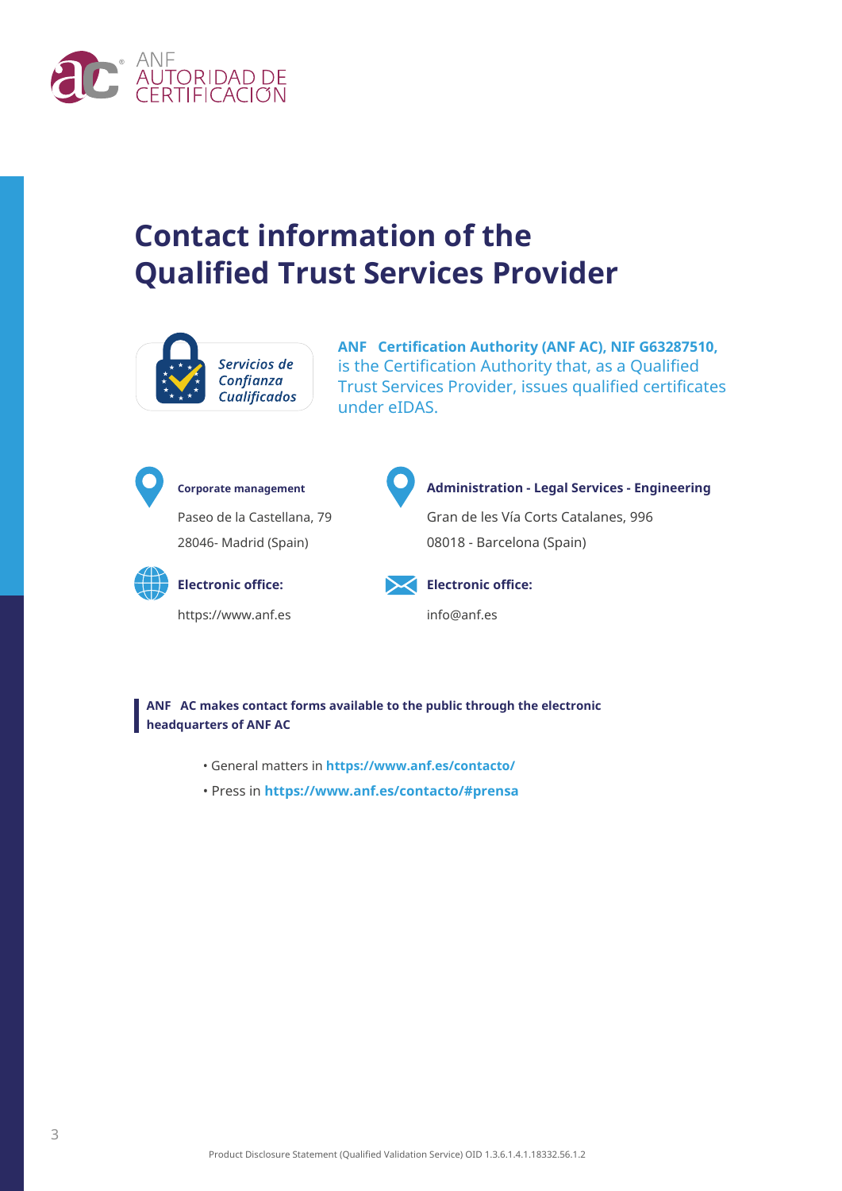# Contact information of the Qualified Trust Services Provider

*Servicios de Confianza Cualificados*

**ANF Certification Authority (ANF AC), NIF G63287510,** is the Certification Authority that, as a Qualified Trust Services Provider, issues qualified certificates under eIDAS.

**Corporate management**

Paseo de la Castellana, 79

28046- Madrid (Spain)

**Administration - Legal Services - Engineering**

Gran de les Vía Corts Catalanes, 996

08018 - Barcelona (Spain)

**Electronic office:**

https://www.anf.es

**Electronic office:**

info@anf.es

**ANF AC makes contact forms available to the public through the electronic headquarters of ANF AC**

- General matters in **https://www.anf.es/contacto/**
- Press in **https://www.anf.es/contacto/#prensa**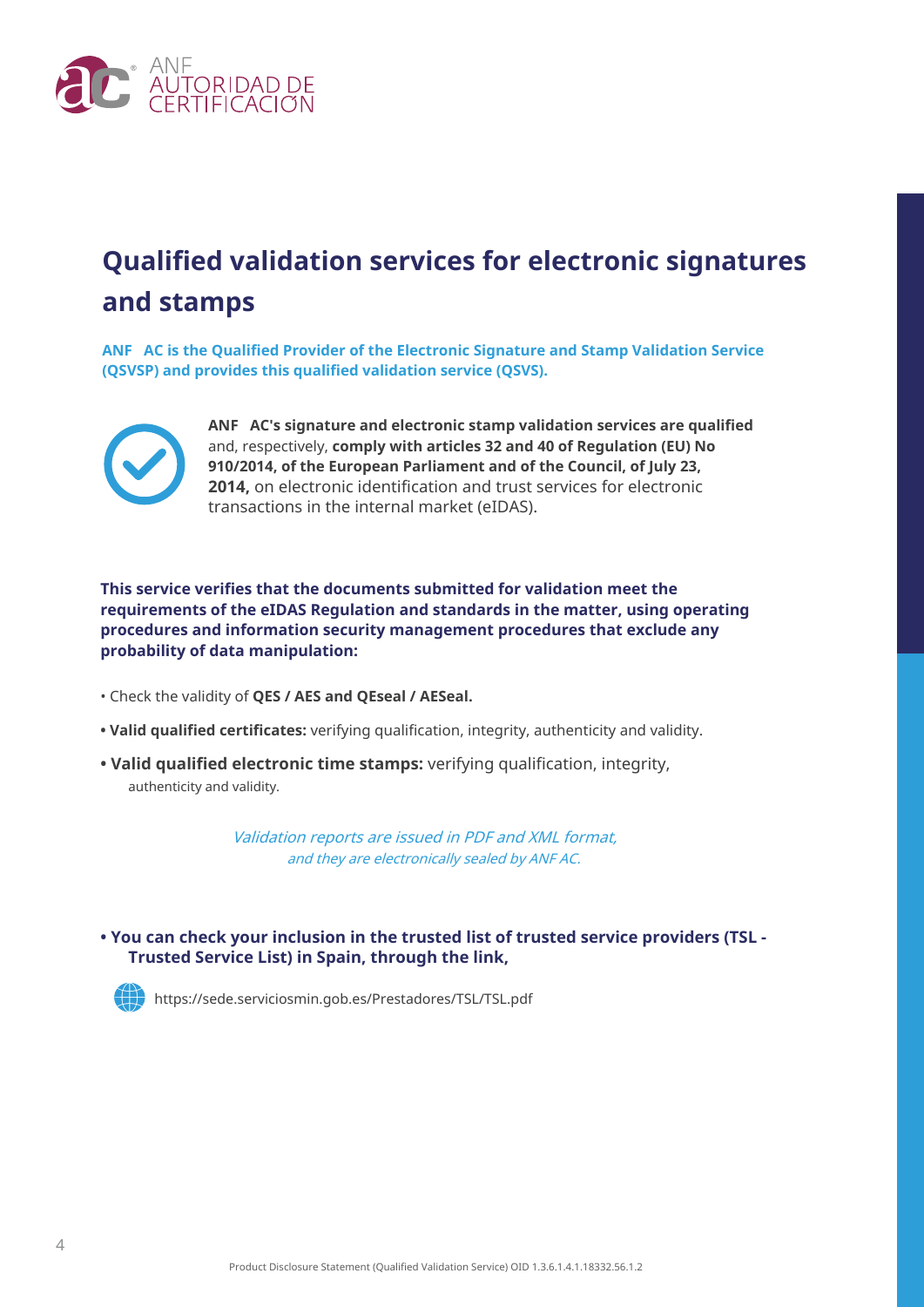# Qualified validation services for electronic signatures and stamps

**ANF AC is the Qualified Provider of the Electronic Signature and Stamp Validation Service (QSVSP) and provides this qualified validation service (QSVS).**

**ANF AC's signature and electronic stamp validation services are qualified** and, respectively, **comply with articles 32 and 40 of Regulation (EU) No 910/2014, of the European Parliament and of the Council, of July 23, 2014,** on electronic identification and trust services for electronic transactions in the internal market (eIDAS).

**This service verifies that the documents submitted for validation meet the requirements of the eIDAS Regulation and standards in the matter, using operating procedures and information security management procedures that exclude any probability of data manipulation:**

- Check the validity of **QES / AES and QEseal / AESeal.**
- **Valid qualified certificates:** verifying qualification, integrity, authenticity and validity.
- **Valid qualified electronic time stamps:** verifying qualification, integrity, authenticity and validity.

*Validation reports are issued in PDF and XML format, and they are electronically sealed by ANF AC.*

- **You can check your inclusion in the trusted list of trusted service providers (TSL - Trusted Service List) in Spain, through the link,**

https://sede.serviciosmin.gob.es/Prestadores/TSL/TSL.pdf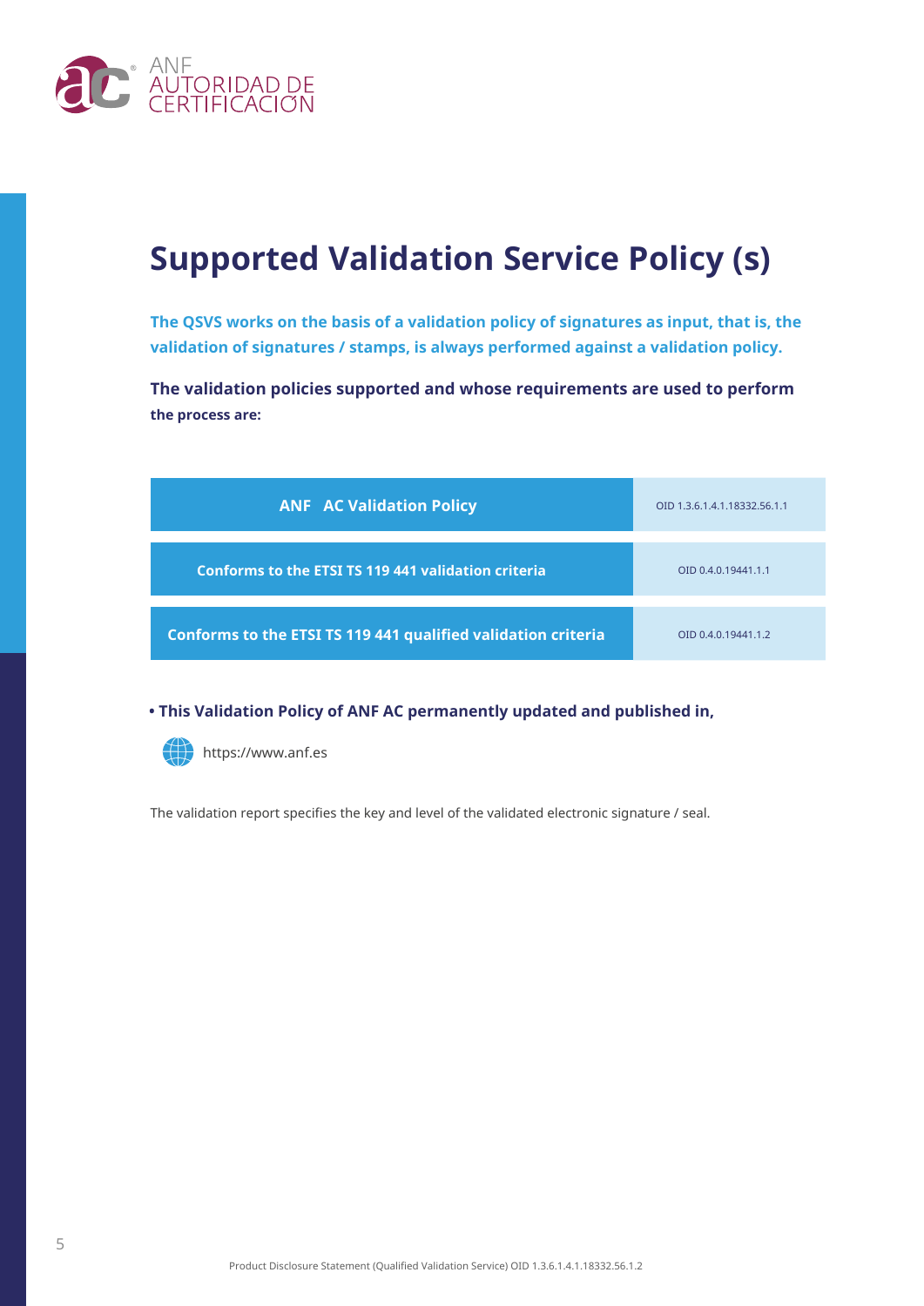# Supported Validation Service Policy (s)

**The QSVS works on the basis of a validation policy of signatures as input, that is, the validation of signatures / stamps, is always performed against a validation policy.**

**The validation policies supported and whose requirements are used to perform the process are:**

| | |
|---|---|
| **ANF AC Validation Policy** | OID 1.3.6.1.4.1.18332.56.1.1 |
| **Conforms to the ETSI TS 119 441 validation criteria** | OID 0.4.0.19441.1.1 |
| **Conforms to the ETSI TS 119 441 qualified validation criteria** | OID 0.4.0.19441.1.2 |

- **This Validation Policy of ANF AC permanently updated and published in,**

https://www.anf.es

The validation report specifies the key and level of the validated electronic signature / seal.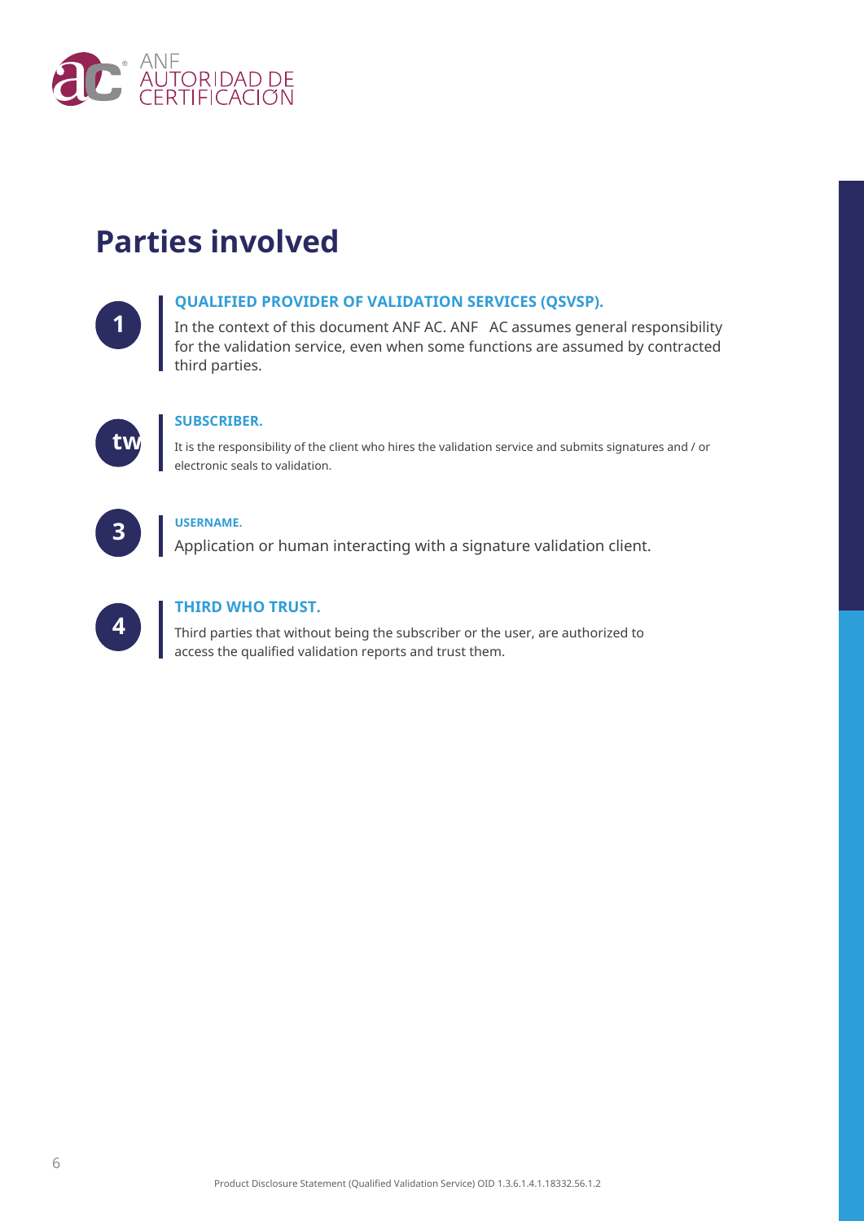# Parties involved

**1**

**QUALIFIED PROVIDER OF VALIDATION SERVICES (QSVSP).**

In the context of this document ANF AC. ANF AC assumes general responsibility for the validation service, even when some functions are assumed by contracted third parties.

**tw**

**SUBSCRIBER.**

It is the responsibility of the client who hires the validation service and submits signatures and / or electronic seals to validation.

**3**

**USERNAME.**

Application or human interacting with a signature validation client.

**4**

**THIRD WHO TRUST.**

Third parties that without being the subscriber or the user, are authorized to access the qualified validation reports and trust them.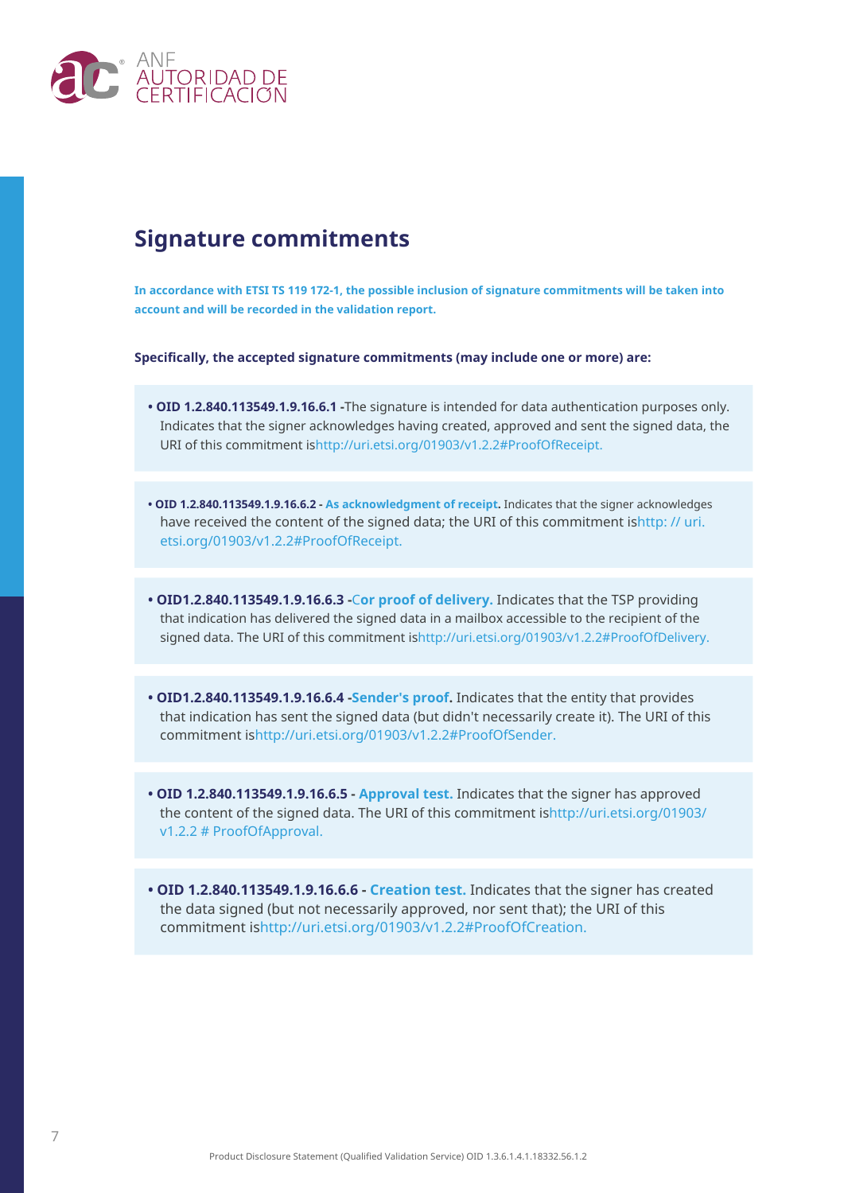## Signature commitments

**In accordance with ETSI TS 119 172-1, the possible inclusion of signature commitments will be taken into account and will be recorded in the validation report.**

**Specifically, the accepted signature commitments (may include one or more) are:**

- **OID 1.2.840.113549.1.9.16.6.1 -**The signature is intended for data authentication purposes only. Indicates that the signer acknowledges having created, approved and sent the signed data, the URI of this commitment ishttp://uri.etsi.org/01903/v1.2.2#ProofOfReceipt.

- **OID 1.2.840.113549.1.9.16.6.2 - As acknowledgment of receipt.** Indicates that the signer acknowledges have received the content of the signed data; the URI of this commitment ishttp: // uri. etsi.org/01903/v1.2.2#ProofOfReceipt.

- **OID1.2.840.113549.1.9.16.6.3 -Cor proof of delivery.** Indicates that the TSP providing that indication has delivered the signed data in a mailbox accessible to the recipient of the signed data. The URI of this commitment ishttp://uri.etsi.org/01903/v1.2.2#ProofOfDelivery.

- **OID1.2.840.113549.1.9.16.6.4 -Sender's proof.** Indicates that the entity that provides that indication has sent the signed data (but didn't necessarily create it). The URI of this commitment ishttp://uri.etsi.org/01903/v1.2.2#ProofOfSender.

- **OID 1.2.840.113549.1.9.16.6.5 - Approval test.** Indicates that the signer has approved the content of the signed data. The URI of this commitment ishttp://uri.etsi.org/01903/ v1.2.2 # ProofOfApproval.

- **OID 1.2.840.113549.1.9.16.6.6 - Creation test.** Indicates that the signer has created the data signed (but not necessarily approved, nor sent that); the URI of this commitment ishttp://uri.etsi.org/01903/v1.2.2#ProofOfCreation.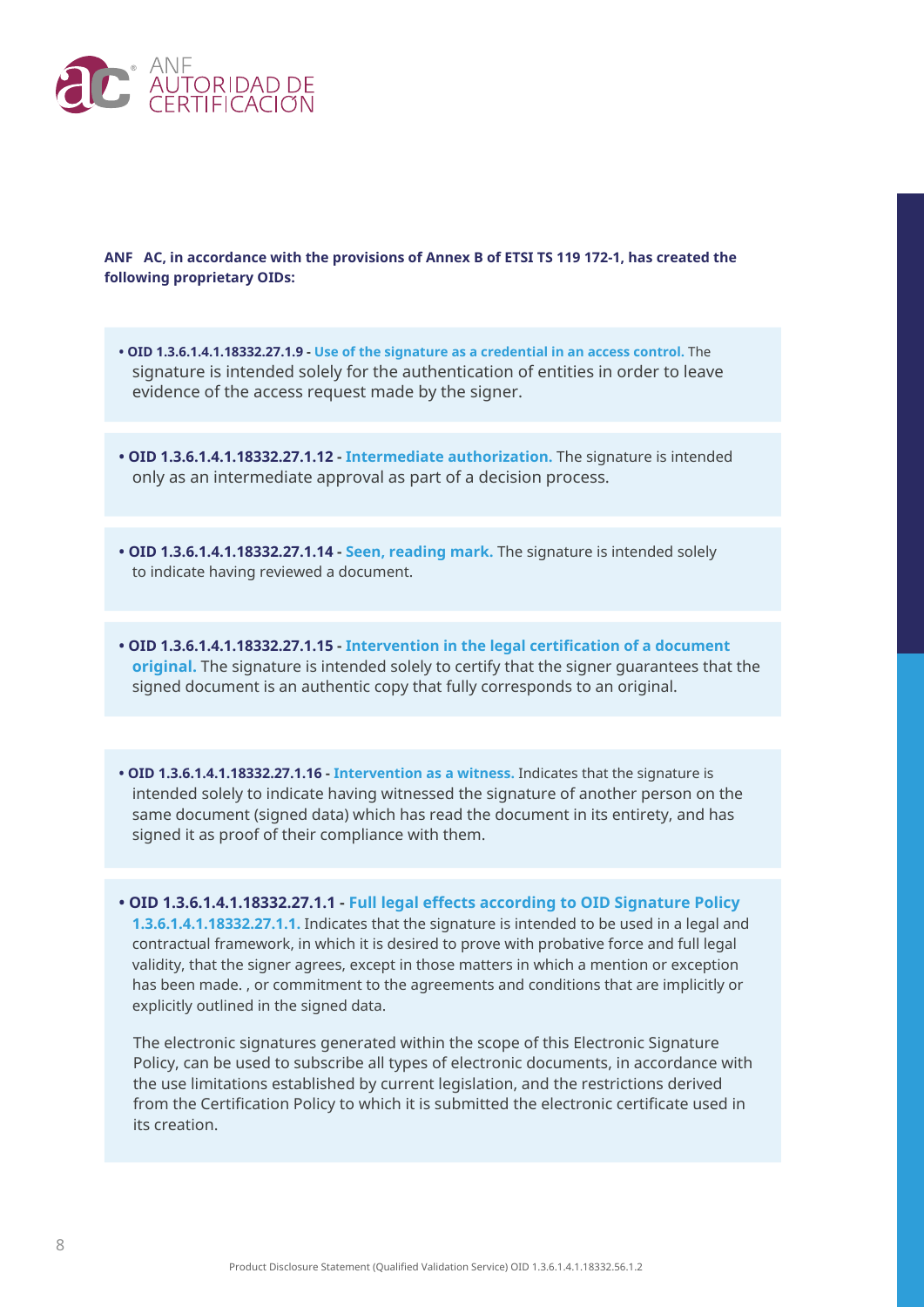**ANF AC, in accordance with the provisions of Annex B of ETSI TS 119 172-1, has created the following proprietary OIDs:**

- **OID 1.3.6.1.4.1.18332.27.1.9 - Use of the signature as a credential in an access control.** The signature is intended solely for the authentication of entities in order to leave evidence of the access request made by the signer.

- **OID 1.3.6.1.4.1.18332.27.1.12 - Intermediate authorization.** The signature is intended only as an intermediate approval as part of a decision process.

- **OID 1.3.6.1.4.1.18332.27.1.14 - Seen, reading mark.** The signature is intended solely to indicate having reviewed a document.

- **OID 1.3.6.1.4.1.18332.27.1.15 - Intervention in the legal certification of a document original.** The signature is intended solely to certify that the signer guarantees that the signed document is an authentic copy that fully corresponds to an original.

- **OID 1.3.6.1.4.1.18332.27.1.16 - Intervention as a witness.** Indicates that the signature is intended solely to indicate having witnessed the signature of another person on the same document (signed data) which has read the document in its entirety, and has signed it as proof of their compliance with them.

- **OID 1.3.6.1.4.1.18332.27.1.1 - Full legal effects according to OID Signature Policy 1.3.6.1.4.1.18332.27.1.1.** Indicates that the signature is intended to be used in a legal and contractual framework, in which it is desired to prove with probative force and full legal validity, that the signer agrees, except in those matters in which a mention or exception has been made. , or commitment to the agreements and conditions that are implicitly or explicitly outlined in the signed data.

  The electronic signatures generated within the scope of this Electronic Signature Policy, can be used to subscribe all types of electronic documents, in accordance with the use limitations established by current legislation, and the restrictions derived from the Certification Policy to which it is submitted the electronic certificate used in its creation.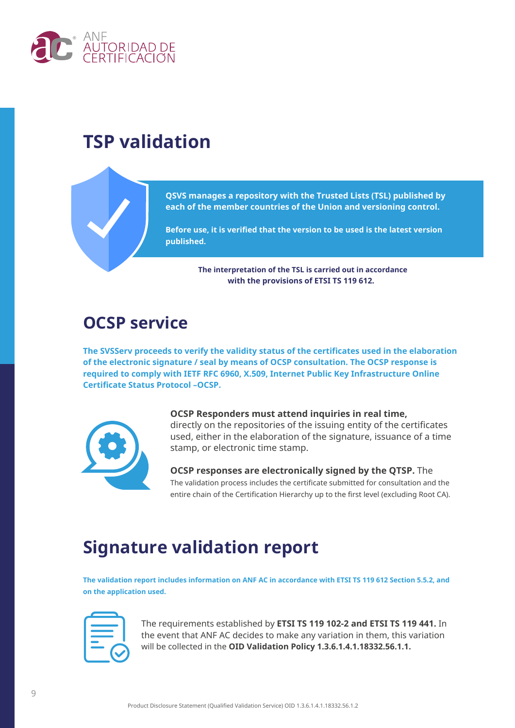## TSP validation

**QSVS manages a repository with the Trusted Lists (TSL) published by each of the member countries of the Union and versioning control.**

**Before use, it is verified that the version to be used is the latest version published.**

**The interpretation of the TSL is carried out in accordance with the provisions of ETSI TS 119 612.**

## OCSP service

**The SVSServ proceeds to verify the validity status of the certificates used in the elaboration of the electronic signature / seal by means of OCSP consultation. The OCSP response is required to comply with IETF RFC 6960, X.509, Internet Public Key Infrastructure Online Certificate Status Protocol –OCSP.**

**OCSP Responders must attend inquiries in real time,** directly on the repositories of the issuing entity of the certificates used, either in the elaboration of the signature, issuance of a time stamp, or electronic time stamp.

**OCSP responses are electronically signed by the QTSP.** The The validation process includes the certificate submitted for consultation and the entire chain of the Certification Hierarchy up to the first level (excluding Root CA).

## Signature validation report

**The validation report includes information on ANF AC in accordance with ETSI TS 119 612 Section 5.5.2, and on the application used.**

The requirements established by **ETSI TS 119 102-2 and ETSI TS 119 441.** In the event that ANF AC decides to make any variation in them, this variation will be collected in the **OID Validation Policy 1.3.6.1.4.1.18332.56.1.1.**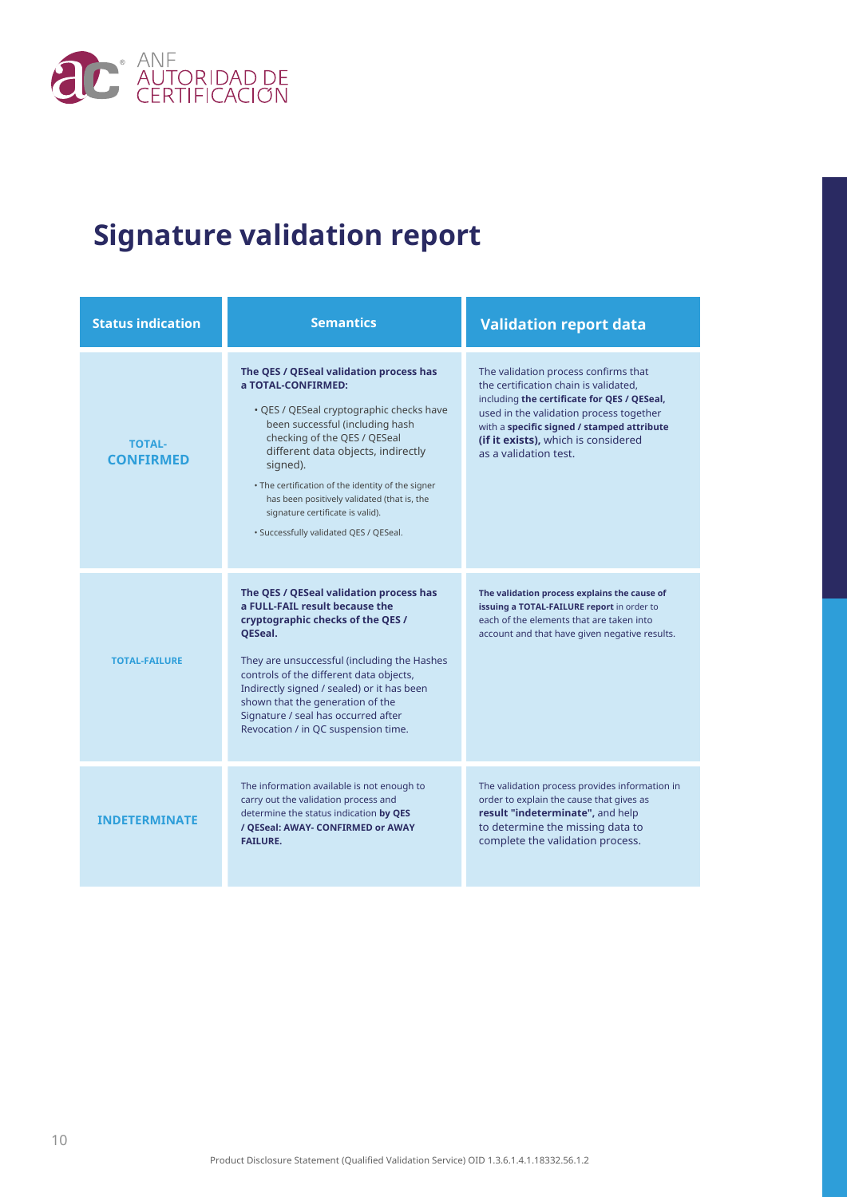# Signature validation report

| Status indication | Semantics | Validation report data |
| --- | --- | --- |
| **TOTAL-CONFIRMED** | **The QES / QESeal validation process has a TOTAL-CONFIRMED:**<br>• QES / QESeal cryptographic checks have been successful (including hash checking of the QES / QESeal different data objects, indirectly signed).<br>• The certification of the identity of the signer has been positively validated (that is, the signature certificate is valid).<br>• Successfully validated QES / QESeal. | The validation process confirms that the certification chain is validated, including **the certificate for QES / QESeal,** used in the validation process together with a **specific signed / stamped attribute (if it exists),** which is considered as a validation test. |
| **TOTAL-FAILURE** | **The QES / QESeal validation process has a FULL-FAIL result because the cryptographic checks of the QES / QESeal.**<br>They are unsuccessful (including the Hashes controls of the different data objects, Indirectly signed / sealed) or it has been shown that the generation of the Signature / seal has occurred after Revocation / in QC suspension time. | **The validation process explains the cause of issuing a TOTAL-FAILURE report** in order to each of the elements that are taken into account and that have given negative results. |
| **INDETERMINATE** | The information available is not enough to carry out the validation process and determine the status indication **by QES / QESeal: AWAY- CONFIRMED or AWAY FAILURE.** | The validation process provides information in order to explain the cause that gives as **result "indeterminate",** and help to determine the missing data to complete the validation process. |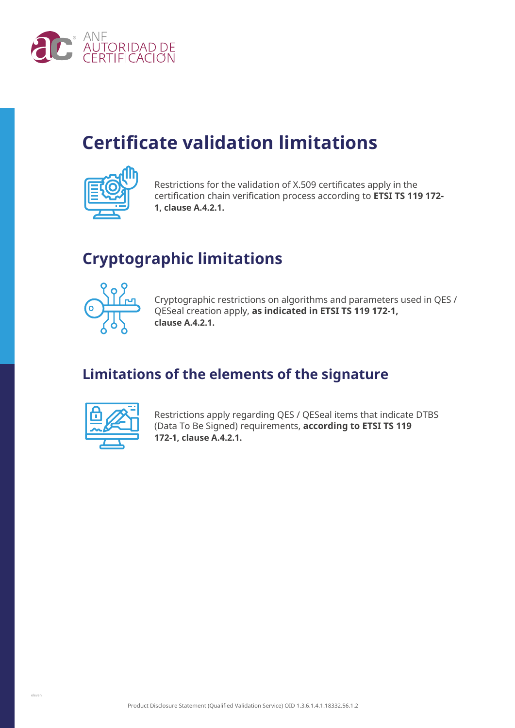# Certificate validation limitations

Restrictions for the validation of X.509 certificates apply in the certification chain verification process according to **ETSI TS 119 172-1, clause A.4.2.1.**

# Cryptographic limitations

Cryptographic restrictions on algorithms and parameters used in QES / QESeal creation apply, **as indicated in ETSI TS 119 172-1, clause A.4.2.1.**

# Limitations of the elements of the signature

Restrictions apply regarding QES / QESeal items that indicate DTBS (Data To Be Signed) requirements, **according to ETSI TS 119 172-1, clause A.4.2.1.**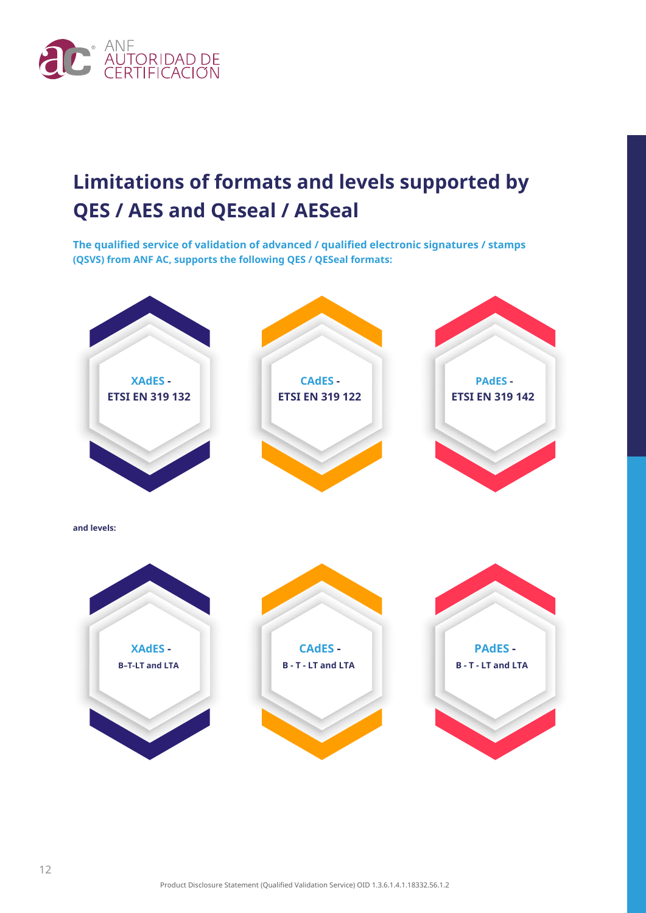# Limitations of formats and levels supported by QES / AES and QEseal / AESeal

**The qualified service of validation of advanced / qualified electronic signatures / stamps (QSVS) from ANF AC, supports the following QES / QESeal formats:**

**XAdES - ETSI EN 319 132**

**CAdES - ETSI EN 319 122**

**PAdES - ETSI EN 319 142**

**and levels:**

**XAdES - B–T-LT and LTA**

**CAdES - B - T - LT and LTA**

**PAdES - B - T - LT and LTA**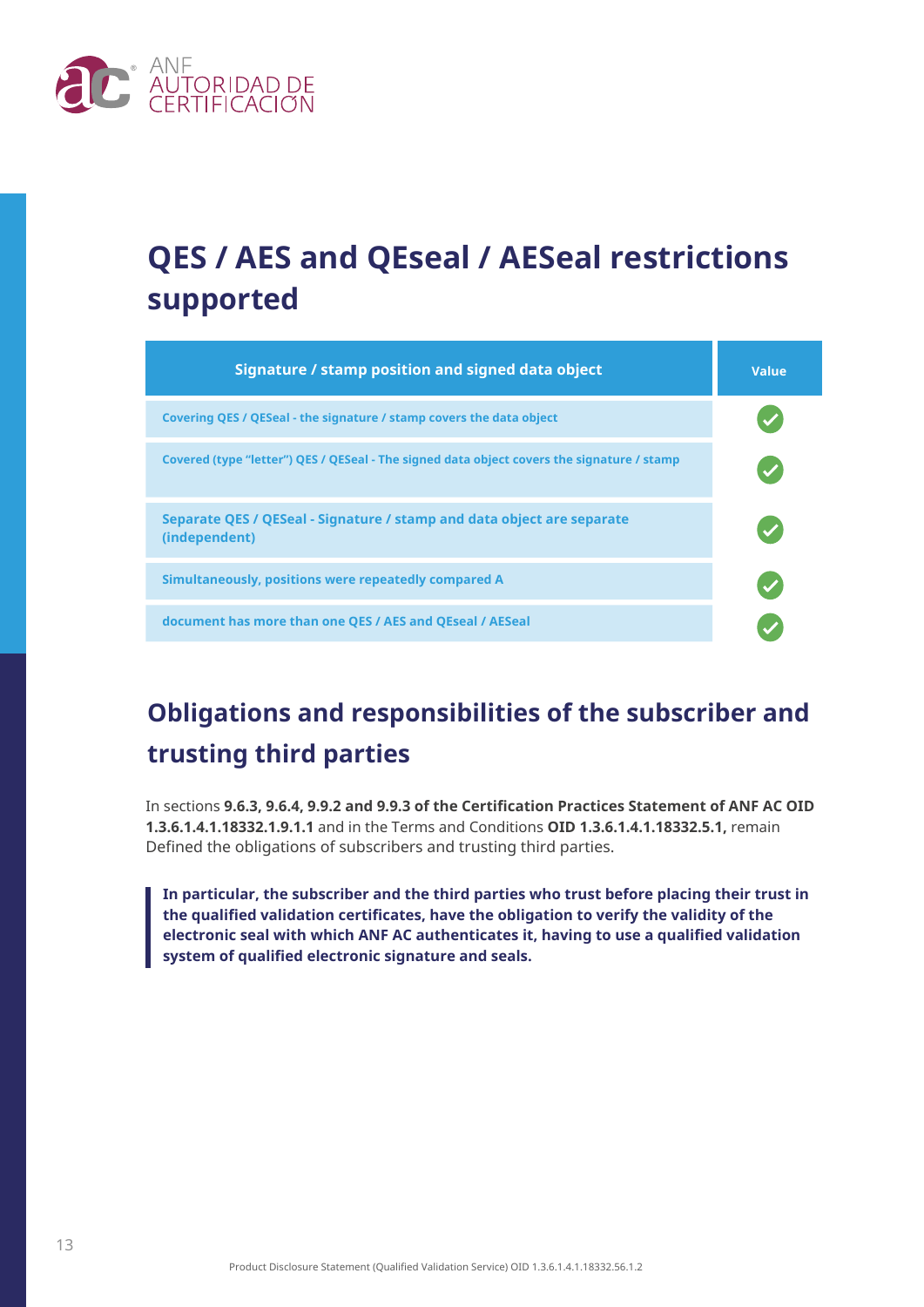## QES / AES and QEseal / AESeal restrictions supported

| Signature / stamp position and signed data object | Value |
|---|---|
| Covering QES / QESeal - the signature / stamp covers the data object | ✓ |
| Covered (type "letter") QES / QESeal - The signed data object covers the signature / stamp | ✓ |
| Separate QES / QESeal - Signature / stamp and data object are separate (independent) | ✓ |
| Simultaneously, positions were repeatedly compared A | ✓ |
| document has more than one QES / AES and QEseal / AESeal | ✓ |

## Obligations and responsibilities of the subscriber and trusting third parties

In sections **9.6.3, 9.6.4, 9.9.2 and 9.9.3 of the Certification Practices Statement of ANF AC OID 1.3.6.1.4.1.18332.1.9.1.1** and in the Terms and Conditions **OID 1.3.6.1.4.1.18332.5.1,** remain Defined the obligations of subscribers and trusting third parties.

> **In particular, the subscriber and the third parties who trust before placing their trust in the qualified validation certificates, have the obligation to verify the validity of the electronic seal with which ANF AC authenticates it, having to use a qualified validation system of qualified electronic signature and seals.**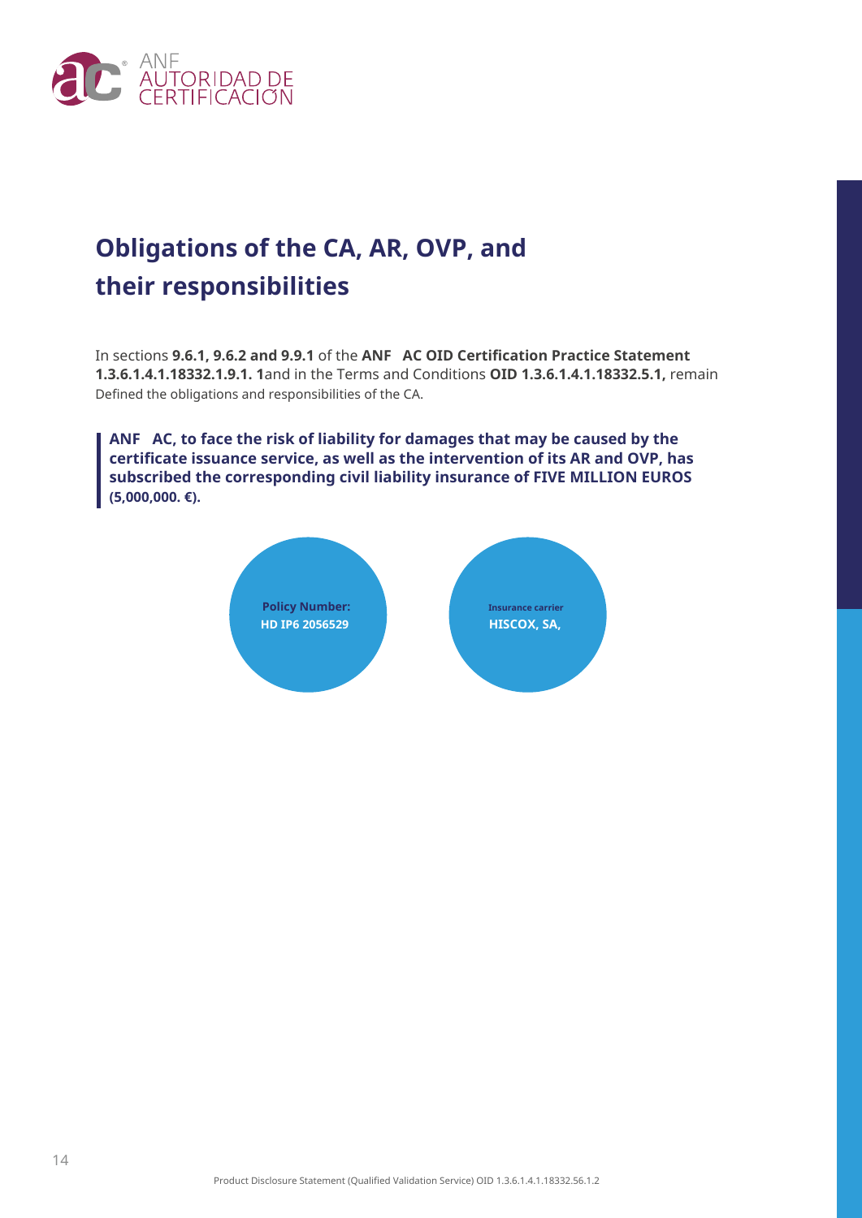# Obligations of the CA, AR, OVP, and their responsibilities

In sections **9.6.1, 9.6.2 and 9.9.1** of the **ANF AC OID Certification Practice Statement 1.3.6.1.4.1.18332.1.9.1. 1**and in the Terms and Conditions **OID 1.3.6.1.4.1.18332.5.1,** remain Defined the obligations and responsibilities of the CA.

> **ANF AC, to face the risk of liability for damages that may be caused by the certificate issuance service, as well as the intervention of its AR and OVP, has subscribed the corresponding civil liability insurance of FIVE MILLION EUROS (5,000,000. €).**

**Policy Number:**
**HD IP6 2056529**

**Insurance carrier**
**HISCOX, SA,**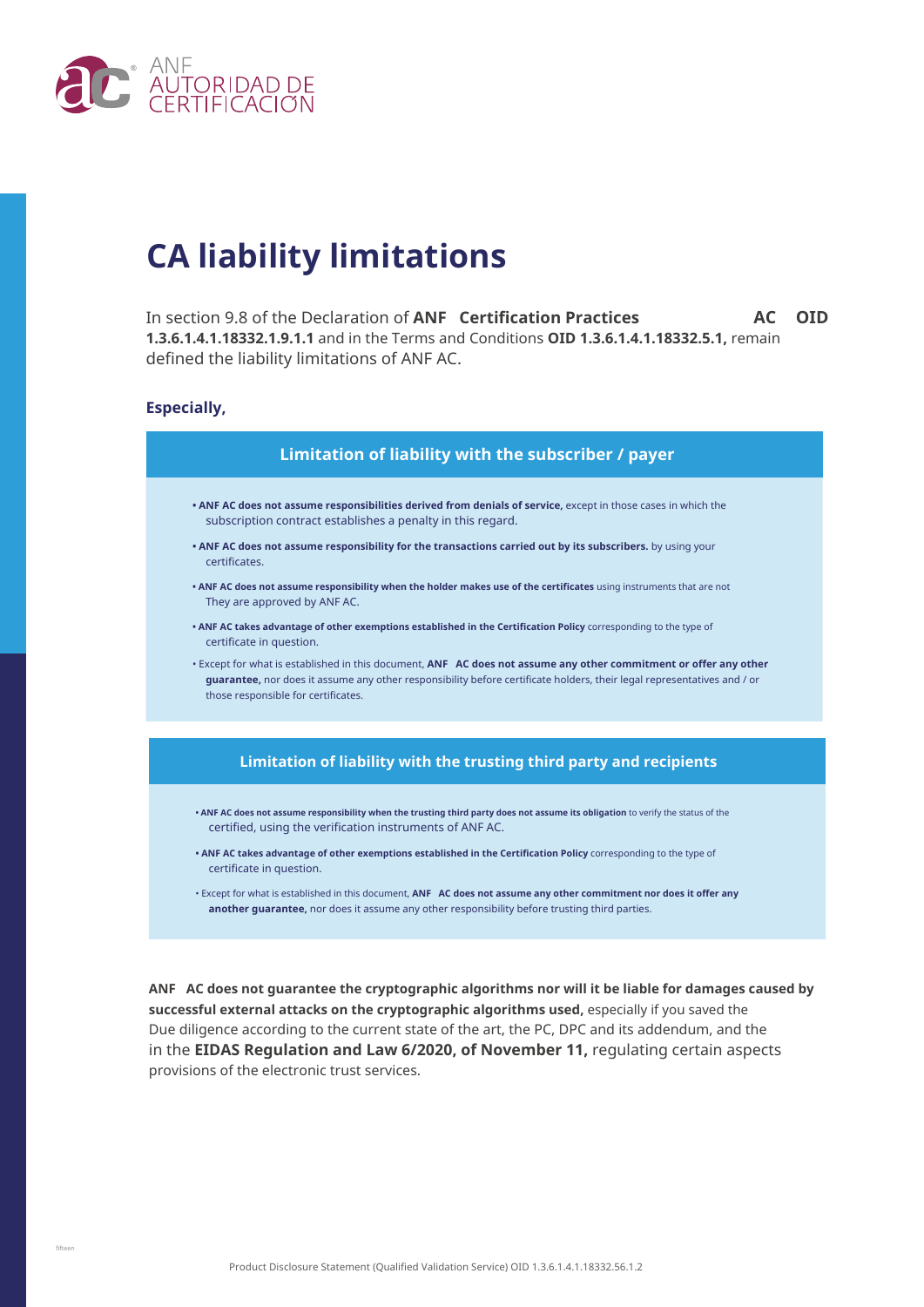# CA liability limitations

In section 9.8 of the Declaration of **ANF Certification Practices AC OID 1.3.6.1.4.1.18332.1.9.1.1** and in the Terms and Conditions **OID 1.3.6.1.4.1.18332.5.1,** remain defined the liability limitations of ANF AC.

**Especially,**

### Limitation of liability with the subscriber / payer

- **ANF AC does not assume responsibilities derived from denials of service,** except in those cases in which the subscription contract establishes a penalty in this regard.
- **ANF AC does not assume responsibility for the transactions carried out by its subscribers.** by using your certificates.
- **ANF AC does not assume responsibility when the holder makes use of the certificates** using instruments that are not They are approved by ANF AC.
- **ANF AC takes advantage of other exemptions established in the Certification Policy** corresponding to the type of certificate in question.
- Except for what is established in this document, **ANF AC does not assume any other commitment or offer any other guarantee,** nor does it assume any other responsibility before certificate holders, their legal representatives and / or those responsible for certificates.

### Limitation of liability with the trusting third party and recipients

- **ANF AC does not assume responsibility when the trusting third party does not assume its obligation** to verify the status of the certified, using the verification instruments of ANF AC.
- **ANF AC takes advantage of other exemptions established in the Certification Policy** corresponding to the type of certificate in question.
- Except for what is established in this document, **ANF AC does not assume any other commitment nor does it offer any another guarantee,** nor does it assume any other responsibility before trusting third parties.

**ANF AC does not guarantee the cryptographic algorithms nor will it be liable for damages caused by successful external attacks on the cryptographic algorithms used,** especially if you saved the Due diligence according to the current state of the art, the PC, DPC and its addendum, and the in the **EIDAS Regulation and Law 6/2020, of November 11,** regulating certain aspects provisions of the electronic trust services.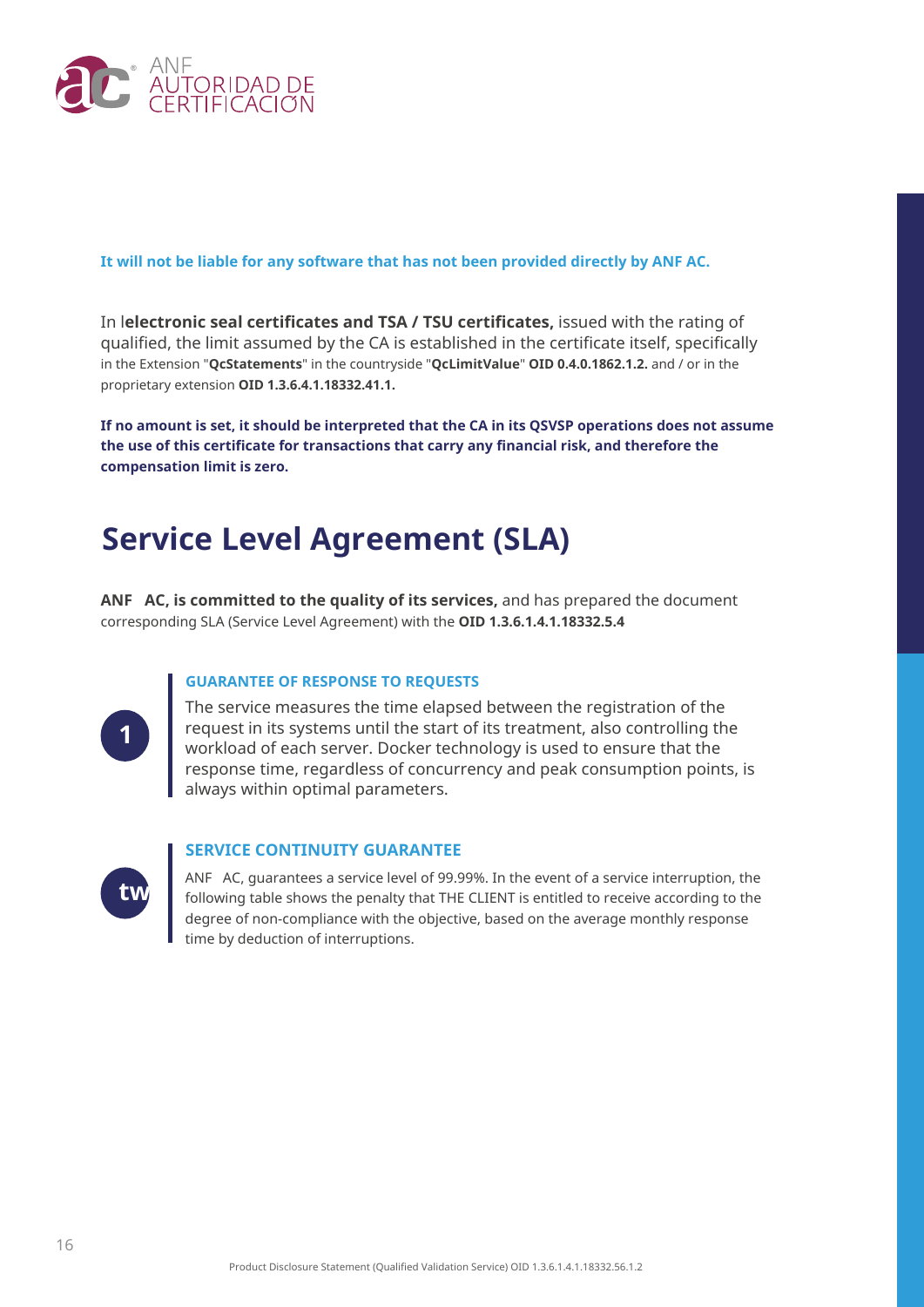**It will not be liable for any software that has not been provided directly by ANF AC.**

In l**electronic seal certificates and TSA / TSU certificates,** issued with the rating of qualified, the limit assumed by the CA is established in the certificate itself, specifically in the Extension "**QcStatements**" in the countryside "**QcLimitValue**" **OID 0.4.0.1862.1.2.** and / or in the proprietary extension **OID 1.3.6.4.1.18332.41.1.**

**If no amount is set, it should be interpreted that the CA in its QSVSP operations does not assume the use of this certificate for transactions that carry any financial risk, and therefore the compensation limit is zero.**

## Service Level Agreement (SLA)

**ANF AC, is committed to the quality of its services,** and has prepared the document corresponding SLA (Service Level Agreement) with the **OID 1.3.6.1.4.1.18332.5.4**

1

**GUARANTEE OF RESPONSE TO REQUESTS**

The service measures the time elapsed between the registration of the request in its systems until the start of its treatment, also controlling the workload of each server. Docker technology is used to ensure that the response time, regardless of concurrency and peak consumption points, is always within optimal parameters.

tw

**SERVICE CONTINUITY GUARANTEE**

ANF AC, guarantees a service level of 99.99%. In the event of a service interruption, the following table shows the penalty that THE CLIENT is entitled to receive according to the degree of non-compliance with the objective, based on the average monthly response time by deduction of interruptions.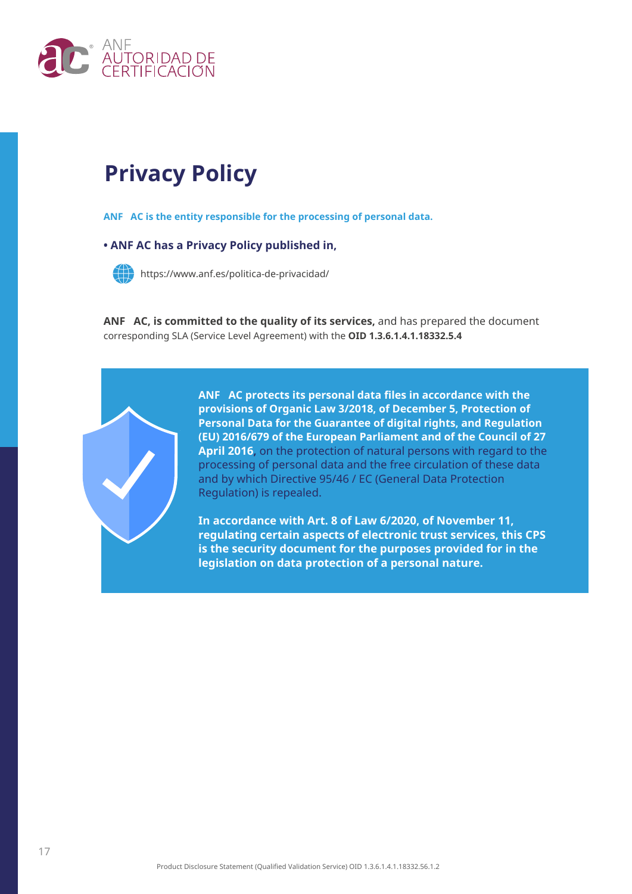# Privacy Policy

**ANF AC is the entity responsible for the processing of personal data.**

**• ANF AC has a Privacy Policy published in,**

https://www.anf.es/politica-de-privacidad/

**ANF AC, is committed to the quality of its services,** and has prepared the document corresponding SLA (Service Level Agreement) with the **OID 1.3.6.1.4.1.18332.5.4**

**ANF AC protects its personal data files in accordance with the provisions of Organic Law 3/2018, of December 5, Protection of Personal Data for the Guarantee of digital rights, and Regulation (EU) 2016/679 of the European Parliament and of the Council of 27 April 2016**, on the protection of natural persons with regard to the processing of personal data and the free circulation of these data and by which Directive 95/46 / EC (General Data Protection Regulation) is repealed.

**In accordance with Art. 8 of Law 6/2020, of November 11, regulating certain aspects of electronic trust services, this CPS is the security document for the purposes provided for in the legislation on data protection of a personal nature.**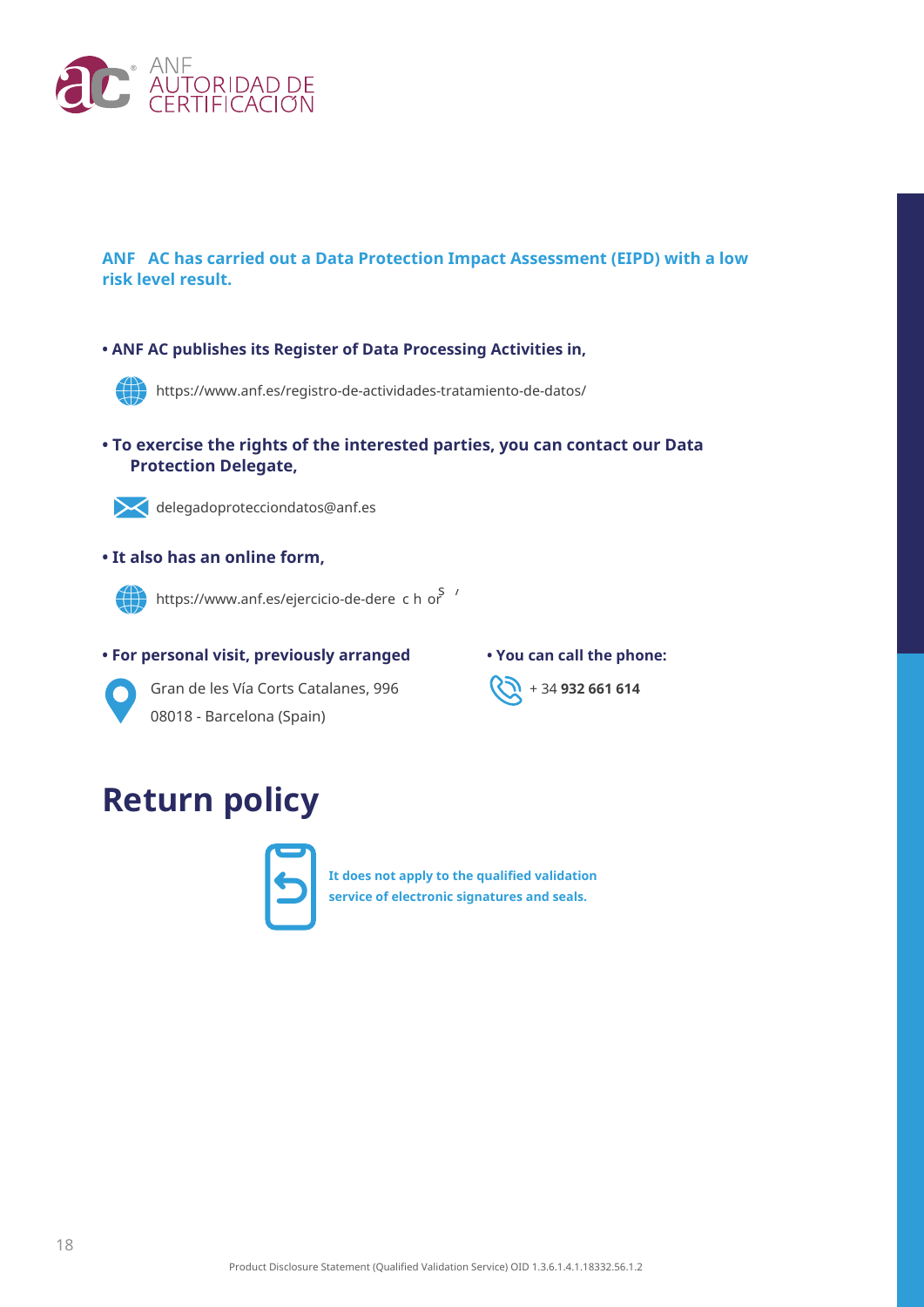**ANF AC has carried out a Data Protection Impact Assessment (EIPD) with a low risk level result.**

- **ANF AC publishes its Register of Data Processing Activities in,**

  https://www.anf.es/registro-de-actividades-tratamiento-de-datos/

- **To exercise the rights of the interested parties, you can contact our Data Protection Delegate,**

  delegadoprotecciondatos@anf.es

- **It also has an online form,**

  https://www.anf.es/ejercicio-de-dere c h or s /

- **For personal visit, previously arranged**

  Gran de les Vía Corts Catalanes, 996
  08018 - Barcelona (Spain)

- **You can call the phone:**

  + 34 **932 661 614**

# Return policy

**It does not apply to the qualified validation service of electronic signatures and seals.**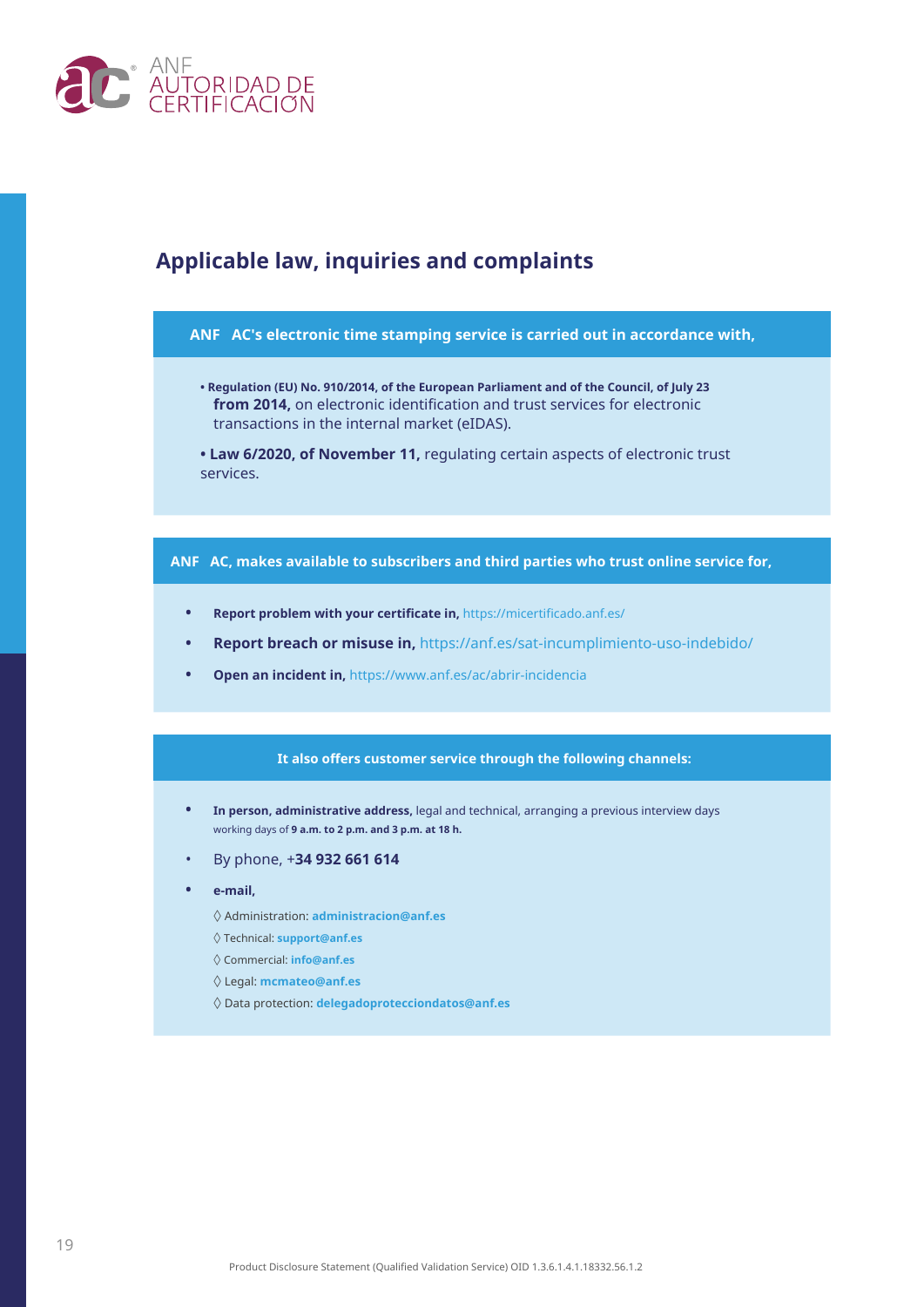## Applicable law, inquiries and complaints

**ANF AC's electronic time stamping service is carried out in accordance with,**

- **Regulation (EU) No. 910/2014, of the European Parliament and of the Council, of July 23 from 2014,** on electronic identification and trust services for electronic transactions in the internal market (eIDAS).
- **Law 6/2020, of November 11,** regulating certain aspects of electronic trust services.

**ANF AC, makes available to subscribers and third parties who trust online service for,**

- **Report problem with your certificate in,** https://micertificado.anf.es/
- **Report breach or misuse in,** https://anf.es/sat-incumplimiento-uso-indebido/
- **Open an incident in,** https://www.anf.es/ac/abrir-incidencia

**It also offers customer service through the following channels:**

- **In person, administrative address,** legal and technical, arranging a previous interview days working days of **9 a.m. to 2 p.m. and 3 p.m. at 18 h.**
- By phone, +**34 932 661 614**
- **e-mail,**
  - ◊ Administration: **administracion@anf.es**
  - ◊ Technical: **support@anf.es**
  - ◊ Commercial: **info@anf.es**
  - ◊ Legal: **mcmateo@anf.es**
  - ◊ Data protection: **delegadoprotecciondatos@anf.es**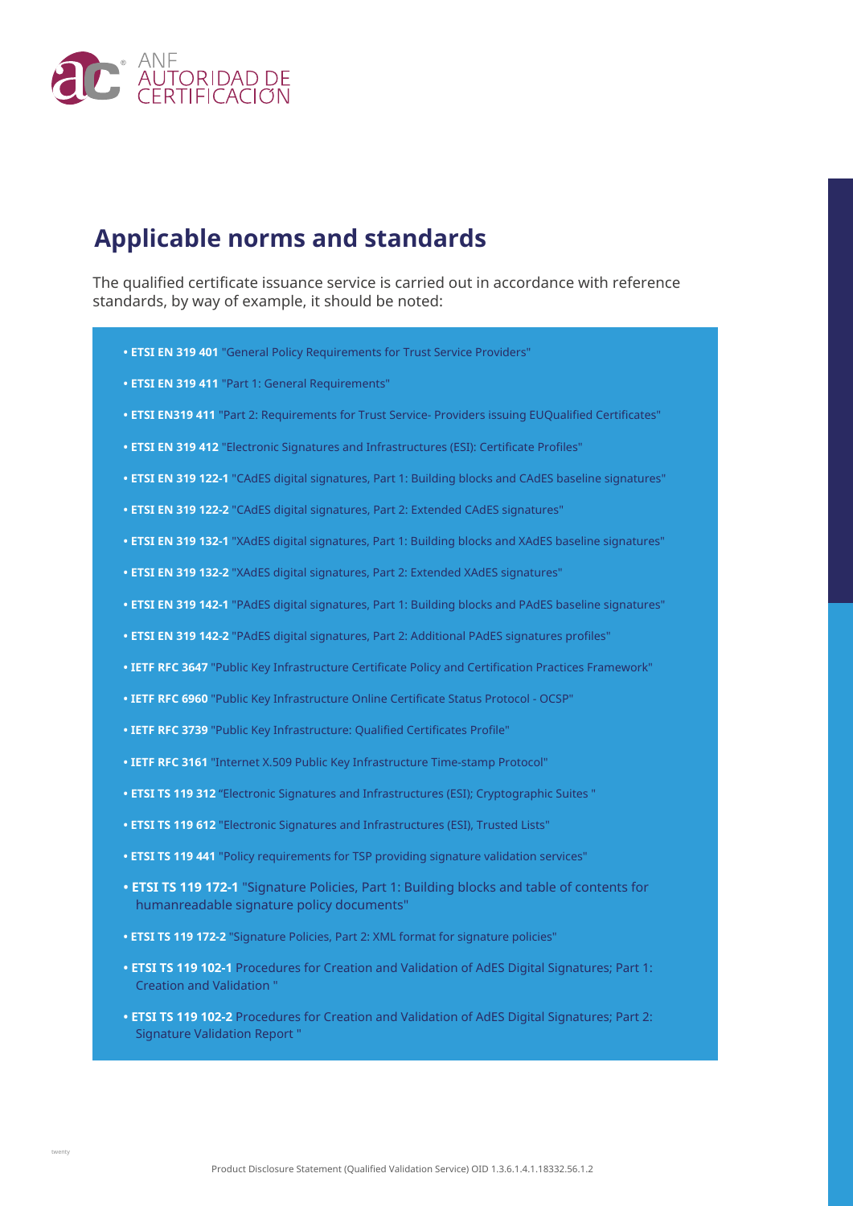## Applicable norms and standards

The qualified certificate issuance service is carried out in accordance with reference standards, by way of example, it should be noted:

- **ETSI EN 319 401** "General Policy Requirements for Trust Service Providers"
- **ETSI EN 319 411** "Part 1: General Requirements"
- **ETSI EN319 411** "Part 2: Requirements for Trust Service- Providers issuing EUQualified Certificates"
- **ETSI EN 319 412** "Electronic Signatures and Infrastructures (ESI): Certificate Profiles"
- **ETSI EN 319 122-1** "CAdES digital signatures, Part 1: Building blocks and CAdES baseline signatures"
- **ETSI EN 319 122-2** "CAdES digital signatures, Part 2: Extended CAdES signatures"
- **ETSI EN 319 132-1** "XAdES digital signatures, Part 1: Building blocks and XAdES baseline signatures"
- **ETSI EN 319 132-2** "XAdES digital signatures, Part 2: Extended XAdES signatures"
- **ETSI EN 319 142-1** "PAdES digital signatures, Part 1: Building blocks and PAdES baseline signatures"
- **ETSI EN 319 142-2** "PAdES digital signatures, Part 2: Additional PAdES signatures profiles"
- **IETF RFC 3647** "Public Key Infrastructure Certificate Policy and Certification Practices Framework"
- **IETF RFC 6960** "Public Key Infrastructure Online Certificate Status Protocol - OCSP"
- **IETF RFC 3739** "Public Key Infrastructure: Qualified Certificates Profile"
- **IETF RFC 3161** "Internet X.509 Public Key Infrastructure Time-stamp Protocol"
- **ETSI TS 119 312** "Electronic Signatures and Infrastructures (ESI); Cryptographic Suites "
- **ETSI TS 119 612** "Electronic Signatures and Infrastructures (ESI), Trusted Lists"
- **ETSI TS 119 441** "Policy requirements for TSP providing signature validation services"
- **ETSI TS 119 172-1** "Signature Policies, Part 1: Building blocks and table of contents for humanreadable signature policy documents"
- **ETSI TS 119 172-2** "Signature Policies, Part 2: XML format for signature policies"
- **ETSI TS 119 102-1** Procedures for Creation and Validation of AdES Digital Signatures; Part 1: Creation and Validation "
- **ETSI TS 119 102-2** Procedures for Creation and Validation of AdES Digital Signatures; Part 2: Signature Validation Report "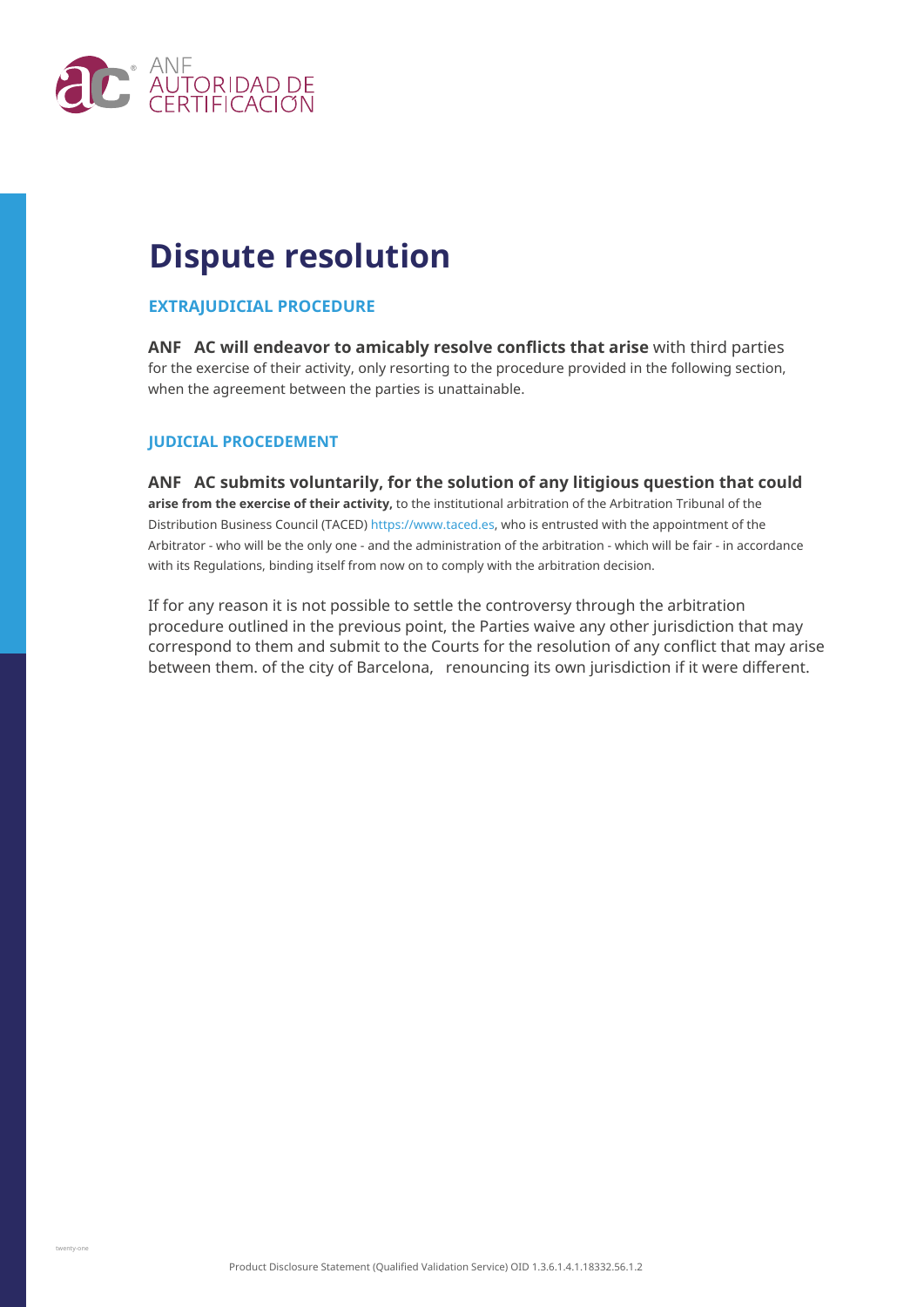# Dispute resolution

### EXTRAJUDICIAL PROCEDURE

**ANF AC will endeavor to amicably resolve conflicts that arise** with third parties for the exercise of their activity, only resorting to the procedure provided in the following section, when the agreement between the parties is unattainable.

### JUDICIAL PROCEDEMENT

**ANF AC submits voluntarily, for the solution of any litigious question that could arise from the exercise of their activity,** to the institutional arbitration of the Arbitration Tribunal of the Distribution Business Council (TACED) https://www.taced.es, who is entrusted with the appointment of the Arbitrator - who will be the only one - and the administration of the arbitration - which will be fair - in accordance with its Regulations, binding itself from now on to comply with the arbitration decision.

If for any reason it is not possible to settle the controversy through the arbitration procedure outlined in the previous point, the Parties waive any other jurisdiction that may correspond to them and submit to the Courts for the resolution of any conflict that may arise between them. of the city of Barcelona, renouncing its own jurisdiction if it were different.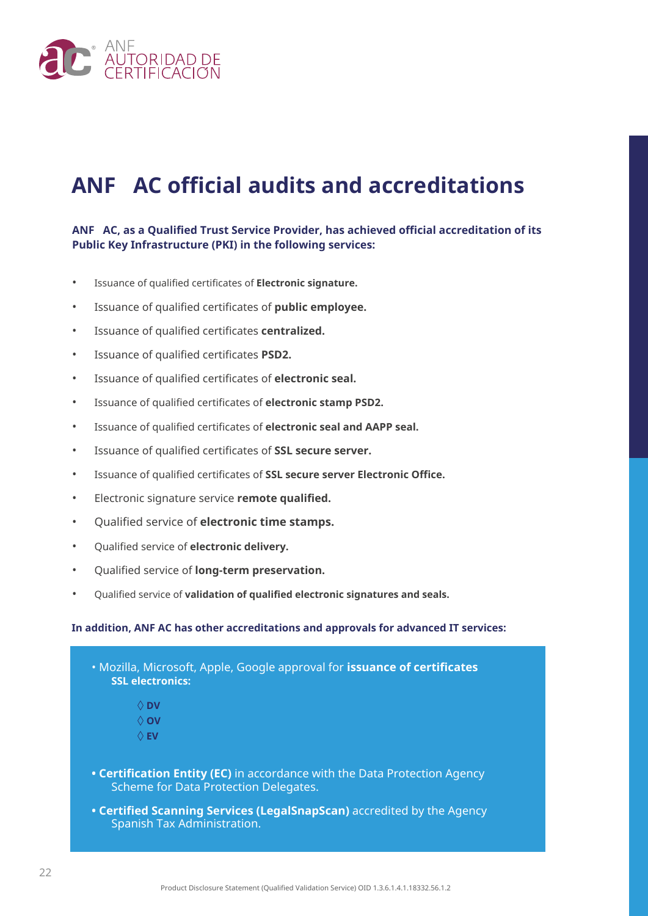# ANF AC official audits and accreditations

**ANF AC, as a Qualified Trust Service Provider, has achieved official accreditation of its Public Key Infrastructure (PKI) in the following services:**

- Issuance of qualified certificates of **Electronic signature.**
- Issuance of qualified certificates of **public employee.**
- Issuance of qualified certificates **centralized.**
- Issuance of qualified certificates **PSD2.**
- Issuance of qualified certificates of **electronic seal.**
- Issuance of qualified certificates of **electronic stamp PSD2.**
- Issuance of qualified certificates of **electronic seal and AAPP seal.**
- Issuance of qualified certificates of **SSL secure server.**
- Issuance of qualified certificates of **SSL secure server Electronic Office.**
- Electronic signature service **remote qualified.**
- Qualified service of **electronic time stamps.**
- Qualified service of **electronic delivery.**
- Qualified service of **long-term preservation.**
- Qualified service of **validation of qualified electronic signatures and seals.**

**In addition, ANF AC has other accreditations and approvals for advanced IT services:**

- Mozilla, Microsoft, Apple, Google approval for **issuance of certificates SSL electronics:**
  - ◊ **DV**
  - ◊ **OV**
  - ◊ **EV**
- **Certification Entity (EC)** in accordance with the Data Protection Agency Scheme for Data Protection Delegates.
- **Certified Scanning Services (LegalSnapScan)** accredited by the Agency Spanish Tax Administration.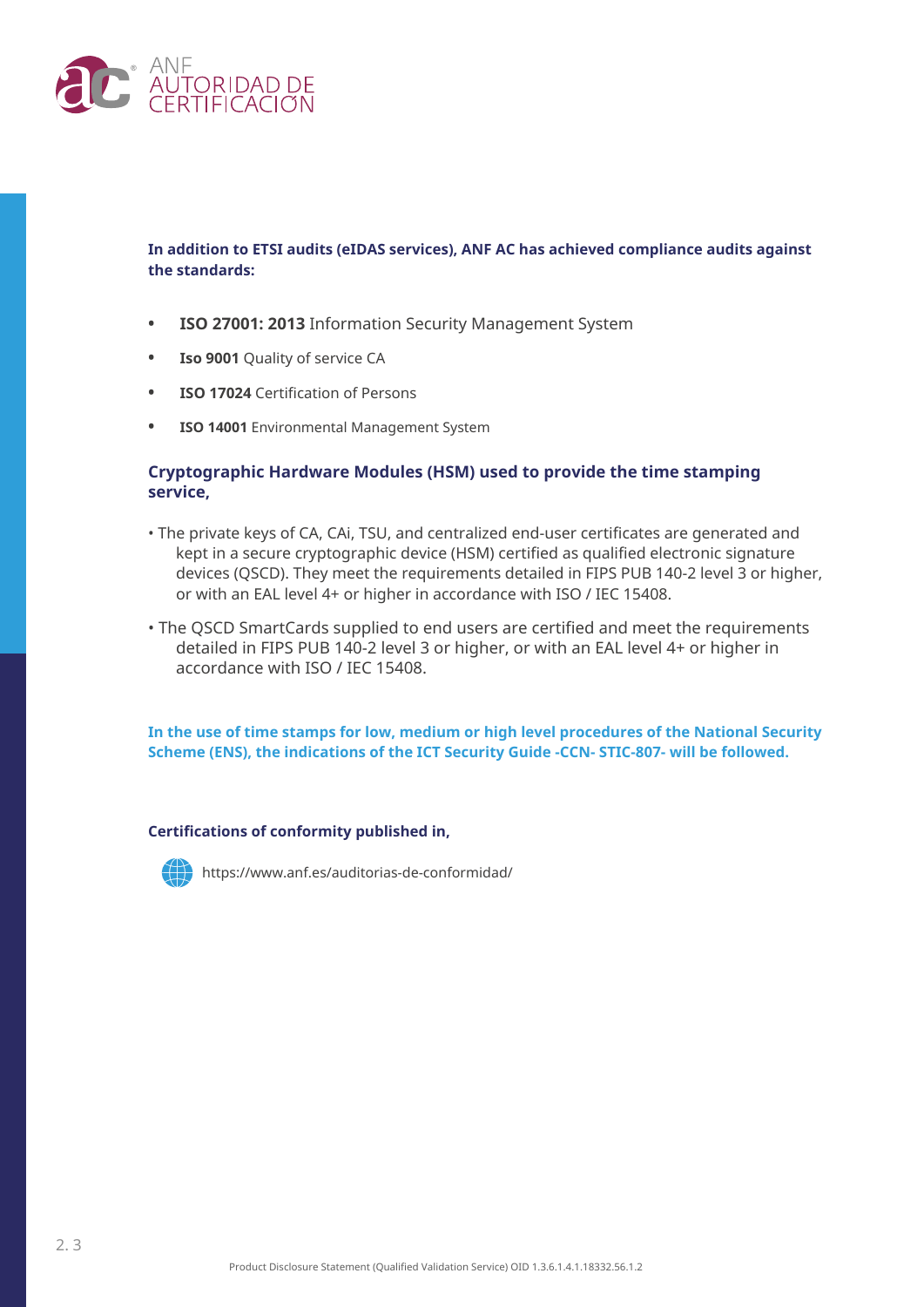**In addition to ETSI audits (eIDAS services), ANF AC has achieved compliance audits against the standards:**

- **ISO 27001: 2013** Information Security Management System
- **Iso 9001** Quality of service CA
- **ISO 17024** Certification of Persons
- **ISO 14001** Environmental Management System

**Cryptographic Hardware Modules (HSM) used to provide the time stamping service,**

- The private keys of CA, CAi, TSU, and centralized end-user certificates are generated and kept in a secure cryptographic device (HSM) certified as qualified electronic signature devices (QSCD). They meet the requirements detailed in FIPS PUB 140-2 level 3 or higher, or with an EAL level 4+ or higher in accordance with ISO / IEC 15408.
- The QSCD SmartCards supplied to end users are certified and meet the requirements detailed in FIPS PUB 140-2 level 3 or higher, or with an EAL level 4+ or higher in accordance with ISO / IEC 15408.

**In the use of time stamps for low, medium or high level procedures of the National Security Scheme (ENS), the indications of the ICT Security Guide -CCN- STIC-807- will be followed.**

**Certifications of conformity published in,**

https://www.anf.es/auditorias-de-conformidad/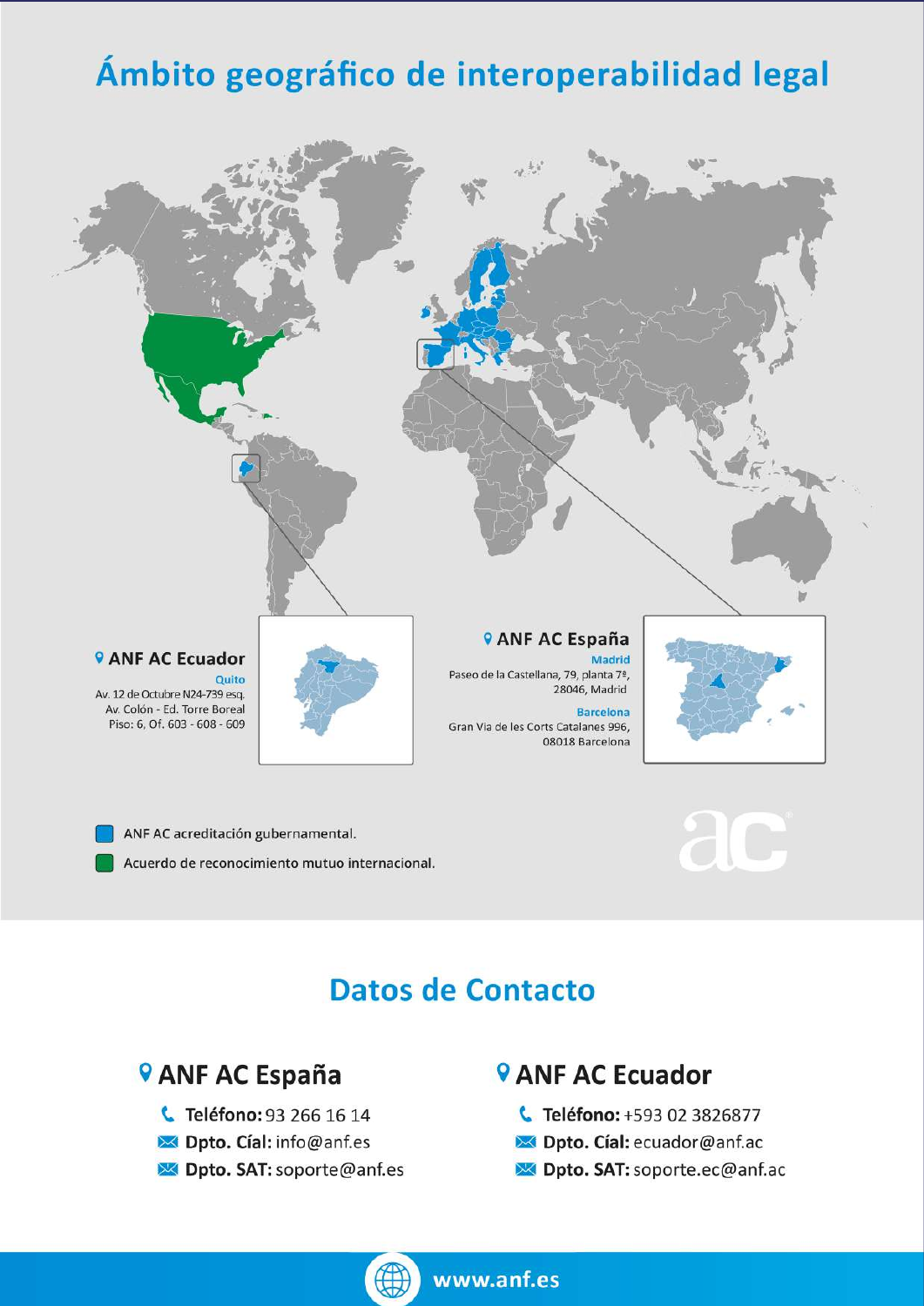# Ámbito geográfico de interoperabilidad legal

**ANF AC Ecuador**

Quito

Av. 12 de Octubre N24-739 esq.
Av. Colón - Ed. Torre Boreal
Piso: 6, Of. 603 - 608 - 609

**ANF AC España**

Madrid

Paseo de la Castellana, 79, planta 7ª,
28046, Madrid

Barcelona

Gran Via de les Corts Catalanes 996,
08018 Barcelona

ANF AC acreditación gubernamental.

Acuerdo de reconocimiento mutuo internacional.

## Datos de Contacto

### ANF AC España

- **Teléfono:** 93 266 16 14
- **Dpto. Cíal:** info@anf.es
- **Dpto. SAT:** soporte@anf.es

### ANF AC Ecuador

- **Teléfono:** +593 02 3826877
- **Dpto. Cíal:** ecuador@anf.ac
- **Dpto. SAT:** soporte.ec@anf.ac

www.anf.es